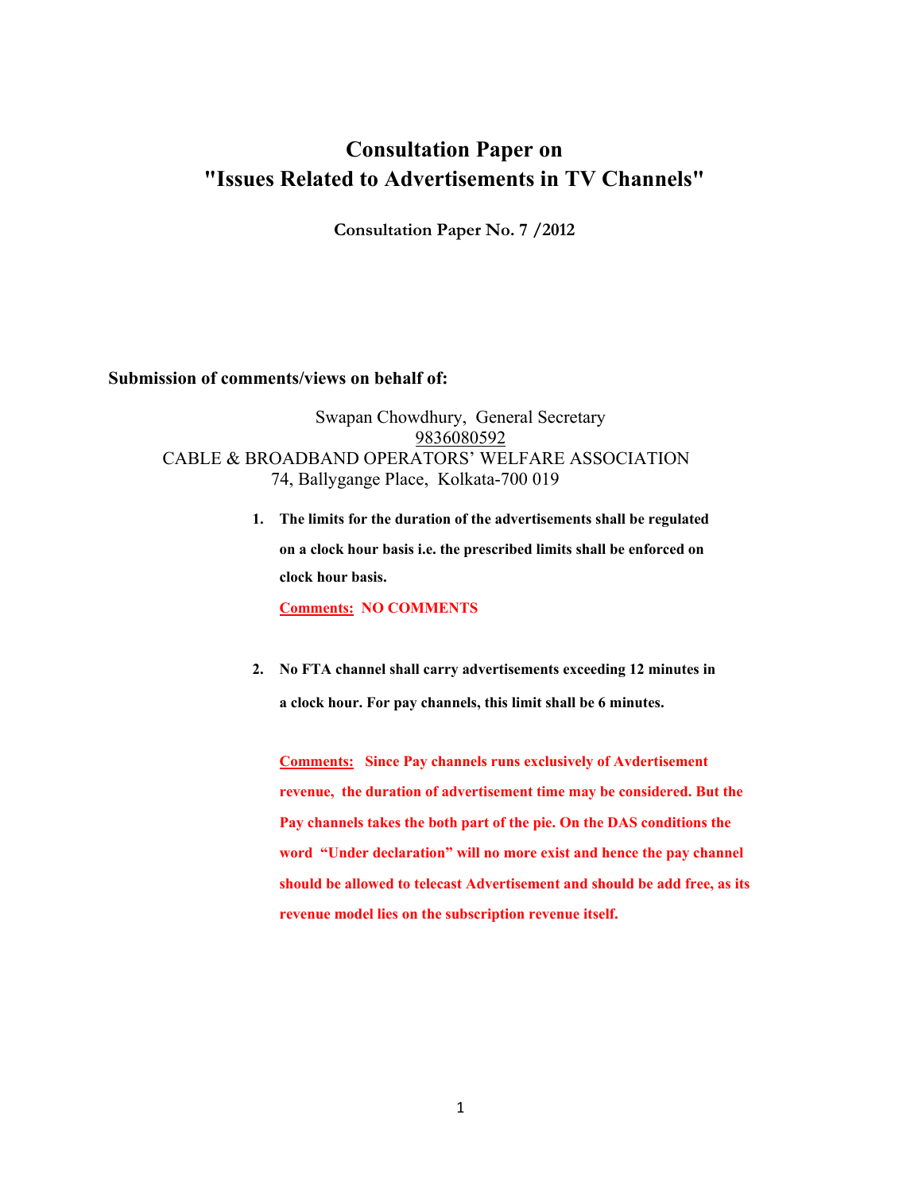# Consultation Paper on "Issues Related to Advertisements in TV Channels"

**Consultation Paper No. 7 /2012**

**Submission of comments/views on behalf of:**

Swapan Chowdhury, General Secretary
9836080592
CABLE & BROADBAND OPERATORS' WELFARE ASSOCIATION
74, Ballygange Place, Kolkata-700 019

1. **The limits for the duration of the advertisements shall be regulated on a clock hour basis i.e. the prescribed limits shall be enforced on clock hour basis.**

   **Comments: NO COMMENTS**

2. **No FTA channel shall carry advertisements exceeding 12 minutes in a clock hour. For pay channels, this limit shall be 6 minutes.**

   **Comments: Since Pay channels runs exclusively of Avdertisement revenue, the duration of advertisement time may be considered. But the Pay channels takes the both part of the pie. On the DAS conditions the word "Under declaration" will no more exist and hence the pay channel should be allowed to telecast Advertisement and should be add free, as its revenue model lies on the subscription revenue itself.**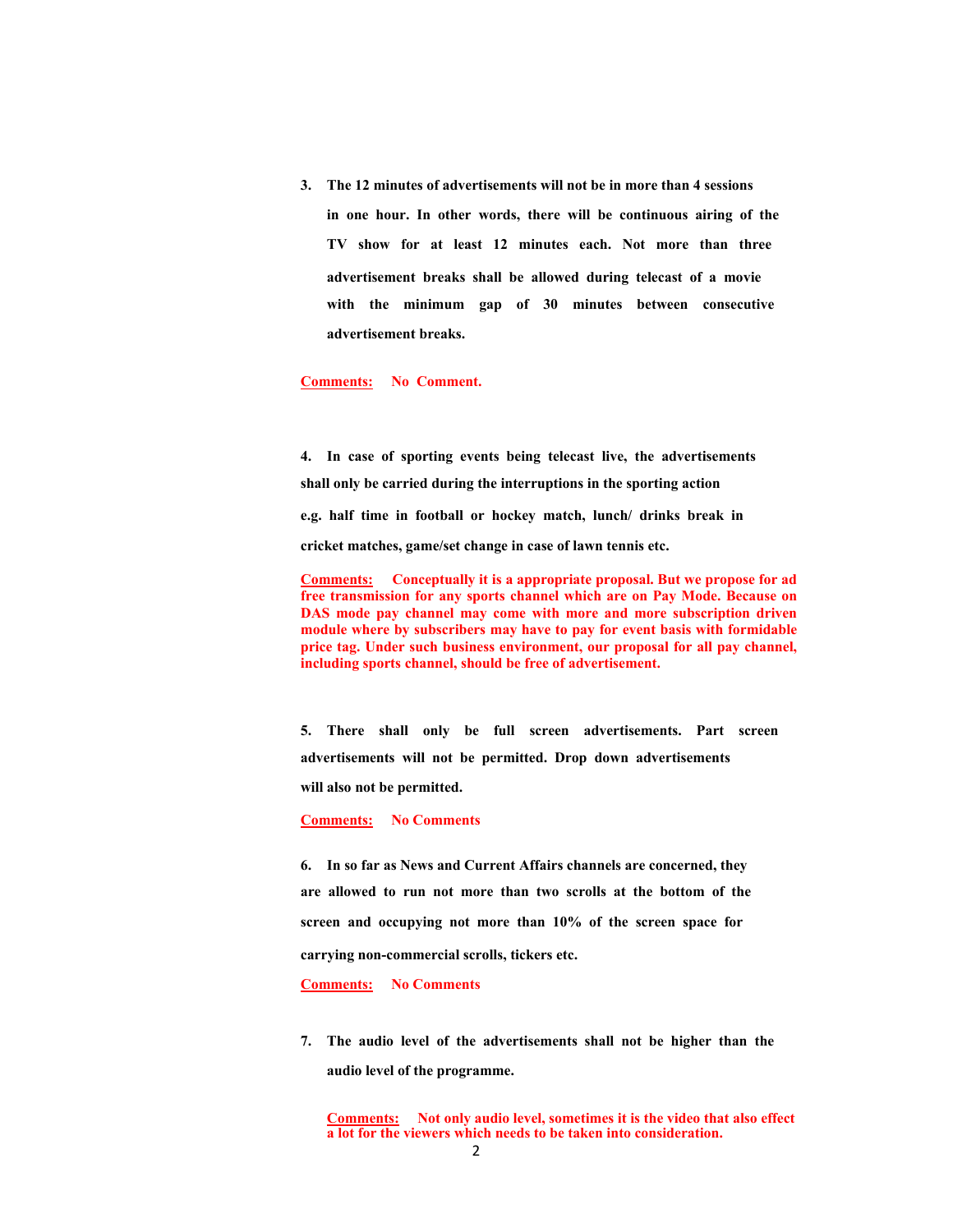3. **The 12 minutes of advertisements will not be in more than 4 sessions in one hour. In other words, there will be continuous airing of the TV show for at least 12 minutes each. Not more than three advertisement breaks shall be allowed during telecast of a movie with the minimum gap of 30 minutes between consecutive advertisement breaks.**

**<u>Comments:</u> No Comment.**

4. **In case of sporting events being telecast live, the advertisements shall only be carried during the interruptions in the sporting action e.g. half time in football or hockey match, lunch/ drinks break in cricket matches, game/set change in case of lawn tennis etc.**

**<u>Comments:</u> Conceptually it is a appropriate proposal. But we propose for ad free transmission for any sports channel which are on Pay Mode. Because on DAS mode pay channel may come with more and more subscription driven module where by subscribers may have to pay for event basis with formidable price tag. Under such business environment, our proposal for all pay channel, including sports channel, should be free of advertisement.**

5. **There shall only be full screen advertisements. Part screen advertisements will not be permitted. Drop down advertisements will also not be permitted.**

**<u>Comments:</u> No Comments**

6. **In so far as News and Current Affairs channels are concerned, they are allowed to run not more than two scrolls at the bottom of the screen and occupying not more than 10% of the screen space for carrying non-commercial scrolls, tickers etc.**

**<u>Comments:</u> No Comments**

7. **The audio level of the advertisements shall not be higher than the audio level of the programme.**

**<u>Comments:</u> Not only audio level, sometimes it is the video that also effect a lot for the viewers which needs to be taken into consideration.**